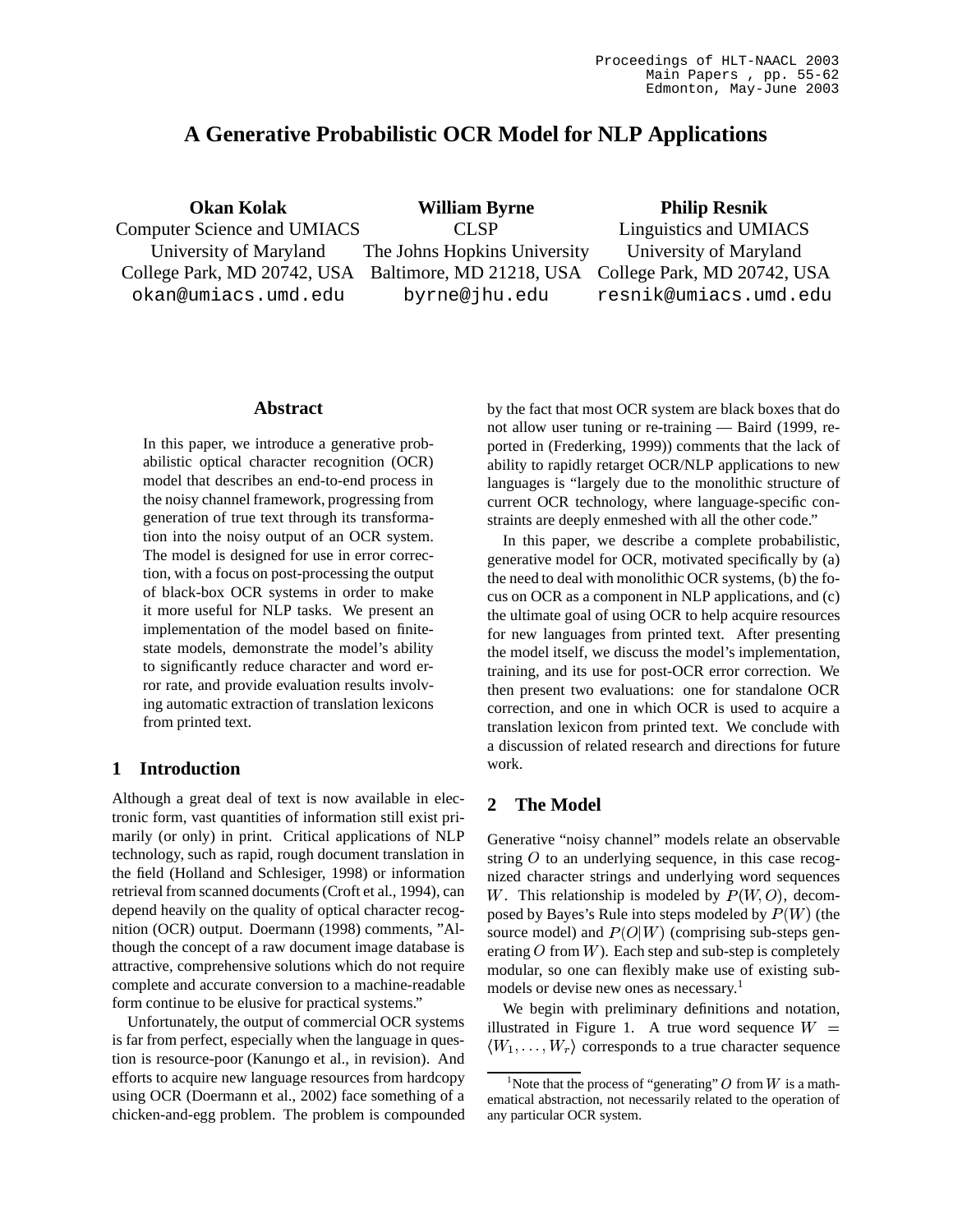# A Generative Probabilistic OCR Model for NLP Applications

**Okan Kolak**
Computer Science and UMIACS
University of Maryland
College Park, MD 20742, USA
okan@umiacs.umd.edu

**William Byrne**
CLSP
The Johns Hopkins University
Baltimore, MD 21218, USA
byrne@jhu.edu

**Philip Resnik**
Linguistics and UMIACS
University of Maryland
College Park, MD 20742, USA
resnik@umiacs.umd.edu

## Abstract

In this paper, we introduce a generative probabilistic optical character recognition (OCR) model that describes an end-to-end process in the noisy channel framework, progressing from generation of true text through its transformation into the noisy output of an OCR system. The model is designed for use in error correction, with a focus on post-processing the output of black-box OCR systems in order to make it more useful for NLP tasks. We present an implementation of the model based on finite-state models, demonstrate the model's ability to significantly reduce character and word error rate, and provide evaluation results involving automatic extraction of translation lexicons from printed text.

## 1 Introduction

Although a great deal of text is now available in electronic form, vast quantities of information still exist primarily (or only) in print. Critical applications of NLP technology, such as rapid, rough document translation in the field (Holland and Schlesiger, 1998) or information retrieval from scanned documents (Croft et al., 1994), can depend heavily on the quality of optical character recognition (OCR) output. Doermann (1998) comments, "Although the concept of a raw document image database is attractive, comprehensive solutions which do not require complete and accurate conversion to a machine-readable form continue to be elusive for practical systems."

Unfortunately, the output of commercial OCR systems is far from perfect, especially when the language in question is resource-poor (Kanungo et al., in revision). And efforts to acquire new language resources from hardcopy using OCR (Doermann et al., 2002) face something of a chicken-and-egg problem. The problem is compounded by the fact that most OCR system are black boxes that do not allow user tuning or re-training — Baird (1999, reported in (Frederking, 1999)) comments that the lack of ability to rapidly retarget OCR/NLP applications to new languages is "largely due to the monolithic structure of current OCR technology, where language-specific constraints are deeply enmeshed with all the other code."

In this paper, we describe a complete probabilistic, generative model for OCR, motivated specifically by (a) the need to deal with monolithic OCR systems, (b) the focus on OCR as a component in NLP applications, and (c) the ultimate goal of using OCR to help acquire resources for new languages from printed text. After presenting the model itself, we discuss the model's implementation, training, and its use for post-OCR error correction. We then present two evaluations: one for standalone OCR correction, and one in which OCR is used to acquire a translation lexicon from printed text. We conclude with a discussion of related research and directions for future work.

## 2 The Model

Generative "noisy channel" models relate an observable string $O$ to an underlying sequence, in this case recognized character strings and underlying word sequences $W$. This relationship is modeled by $P(W, O)$, decomposed by Bayes's Rule into steps modeled by $P(W)$ (the source model) and $P(O|W)$ (comprising sub-steps generating $O$ from $W$). Each step and sub-step is completely modular, so one can flexibly make use of existing sub-models or devise new ones as necessary.[1]

We begin with preliminary definitions and notation, illustrated in Figure 1. A true word sequence $W = \langle W_1, \ldots, W_r \rangle$ corresponds to a true character sequence

[1] Note that the process of "generating" $O$ from $W$ is a mathematical abstraction, not necessarily related to the operation of any particular OCR system.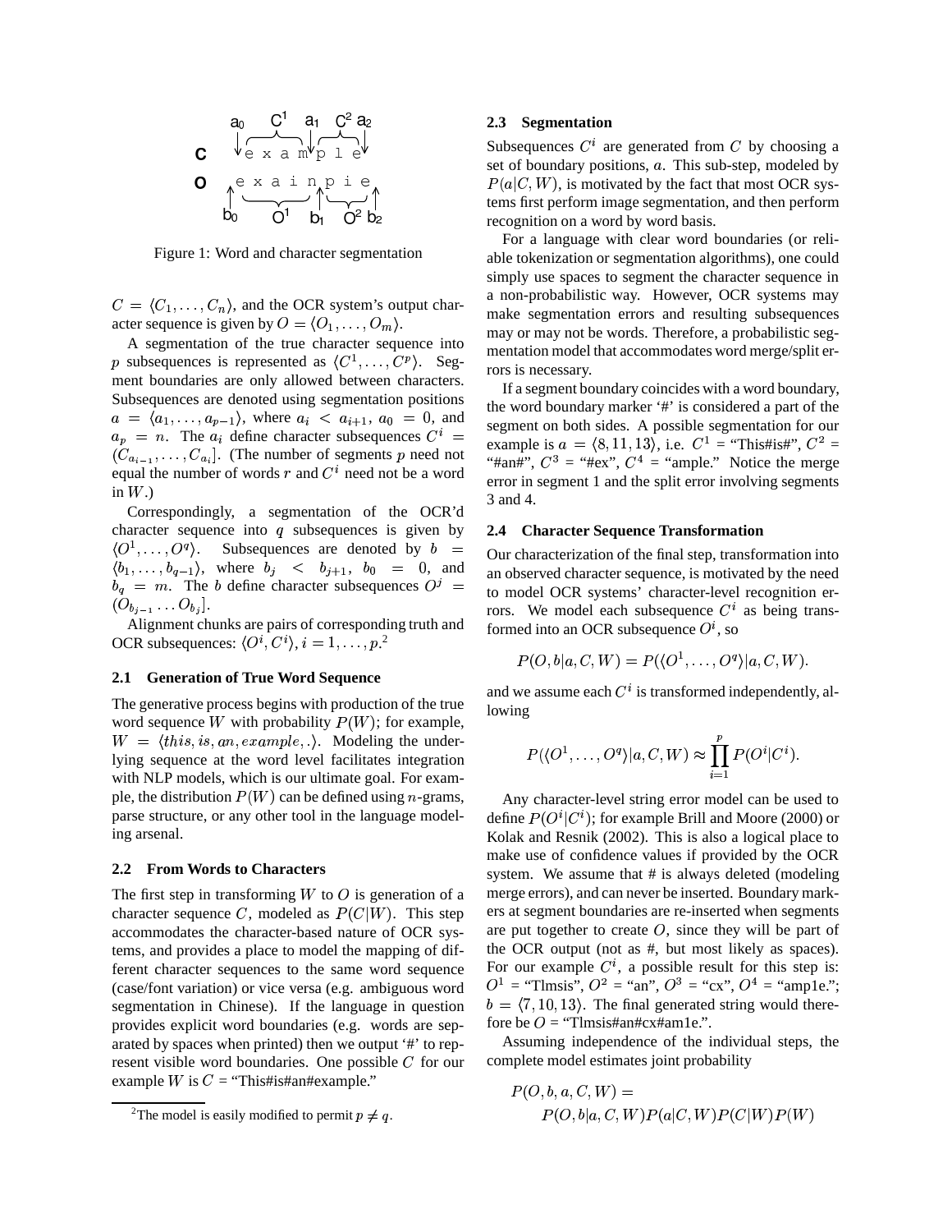Figure 1: Word and character segmentation

$C = \langle C_1, \ldots, C_n \rangle$, and the OCR system's output character sequence is given by $O = \langle O_1, \ldots, O_m \rangle$.

A segmentation of the true character sequence into $p$ subsequences is represented as $\langle C^1, \ldots, C^p \rangle$. Segment boundaries are only allowed between characters. Subsequences are denoted using segmentation positions $a = \langle a_1, \ldots, a_{p-1} \rangle$, where $a_i < a_{i+1}$, $a_0 = 0$, and $a_p = n$. The $a_i$ define character subsequences $C^i = (C_{a_{i-1}}, \ldots, C_{a_i}]$. (The number of segments $p$ need not equal the number of words $r$ and $C^i$ need not be a word in $W$.)

Correspondingly, a segmentation of the OCR'd character sequence into $q$ subsequences is given by $\langle O^1, \ldots, O^q \rangle$. Subsequences are denoted by $b = \langle b_1, \ldots, b_{q-1} \rangle$, where $b_j < b_{j+1}$, $b_0 = 0$, and $b_q = m$. The $b$ define character subsequences $O^j = (O_{b_{j-1}} \ldots O_{b_j}]$.

Alignment chunks are pairs of corresponding truth and OCR subsequences: $\langle O^i, C^i \rangle, i = 1, \ldots, p$.[2]

### 2.1 Generation of True Word Sequence

The generative process begins with production of the true word sequence $W$ with probability $P(W)$; for example, $W = \langle this, is, an, example, . \rangle$. Modeling the underlying sequence at the word level facilitates integration with NLP models, which is our ultimate goal. For example, the distribution $P(W)$ can be defined using $n$-grams, parse structure, or any other tool in the language modeling arsenal.

### 2.2 From Words to Characters

The first step in transforming $W$ to $O$ is generation of a character sequence $C$, modeled as $P(C|W)$. This step accommodates the character-based nature of OCR systems, and provides a place to model the mapping of different character sequences to the same word sequence (case/font variation) or vice versa (e.g. ambiguous word segmentation in Chinese). If the language in question provides explicit word boundaries (e.g. words are separated by spaces when printed) then we output '#' to represent visible word boundaries. One possible $C$ for our example $W$ is $C$ = "This#is#an#example."

[2] The model is easily modified to permit $p \neq q$.

### 2.3 Segmentation

Subsequences $C^i$ are generated from $C$ by choosing a set of boundary positions, $a$. This sub-step, modeled by $P(a|C, W)$, is motivated by the fact that most OCR systems first perform image segmentation, and then perform recognition on a word by word basis.

For a language with clear word boundaries (or reliable tokenization or segmentation algorithms), one could simply use spaces to segment the character sequence in a non-probabilistic way. However, OCR systems may make segmentation errors and resulting subsequences may or may not be words. Therefore, a probabilistic segmentation model that accommodates word merge/split errors is necessary.

If a segment boundary coincides with a word boundary, the word boundary marker '#' is considered a part of the segment on both sides. A possible segmentation for our example is $a = \langle 8, 11, 13 \rangle$, i.e. $C^1$ = "This#is#", $C^2$ = "#an#", $C^3$ = "#ex", $C^4$ = "ample." Notice the merge error in segment 1 and the split error involving segments 3 and 4.

### 2.4 Character Sequence Transformation

Our characterization of the final step, transformation into an observed character sequence, is motivated by the need to model OCR systems' character-level recognition errors. We model each subsequence $C^i$ as being transformed into an OCR subsequence $O^i$, so

$$P(O, b|a, C, W) = P(\langle O^1, \ldots, O^q \rangle | a, C, W).$$

and we assume each $C^i$ is transformed independently, allowing

$$P(\langle O^1, \ldots, O^q \rangle | a, C, W) \approx \prod_{i=1}^{p} P(O^i | C^i).$$

Any character-level string error model can be used to define $P(O^i|C^i)$; for example Brill and Moore (2000) or Kolak and Resnik (2002). This is also a logical place to make use of confidence values if provided by the OCR system. We assume that # is always deleted (modeling merge errors), and can never be inserted. Boundary markers at segment boundaries are re-inserted when segments are put together to create $O$, since they will be part of the OCR output (not as #, but most likely as spaces). For our example $C^i$, a possible result for this step is: $O^1$ = "Tlmsis", $O^2$ = "an", $O^3$ = "cx", $O^4$ = "amp1e."; $b = \langle 7, 10, 13 \rangle$. The final generated string would therefore be $O$ = "Tlmsis#an#cx#am1e.".

Assuming independence of the individual steps, the complete model estimates joint probability

$$P(O, b, a, C, W) = P(O, b|a, C, W) P(a|C, W) P(C|W) P(W)$$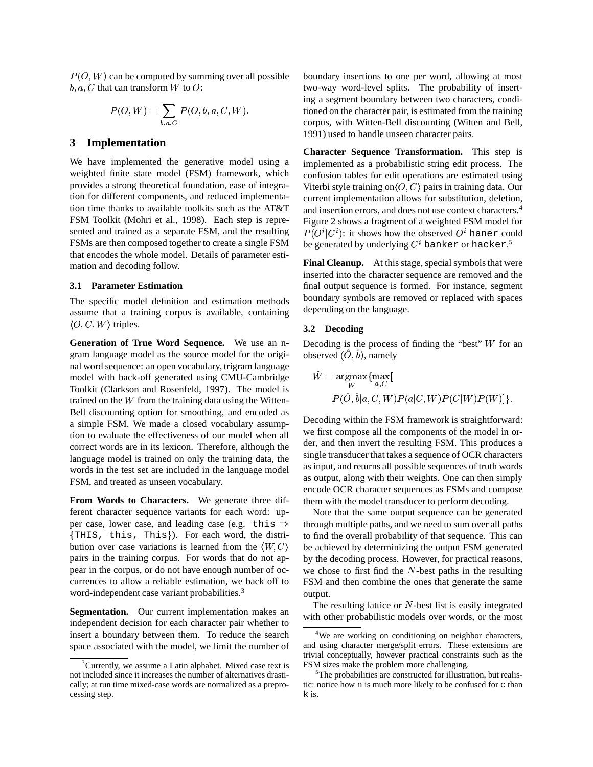$P(O, W)$ can be computed by summing over all possible $b, a, C$ that can transform $W$ to $O$:

$$P(O, W) = \sum_{b,a,C} P(O, b, a, C, W).$$

## 3 Implementation

We have implemented the generative model using a weighted finite state model (FSM) framework, which provides a strong theoretical foundation, ease of integration for different components, and reduced implementation time thanks to available toolkits such as the AT&T FSM Toolkit (Mohri et al., 1998). Each step is represented and trained as a separate FSM, and the resulting FSMs are then composed together to create a single FSM that encodes the whole model. Details of parameter estimation and decoding follow.

### 3.1 Parameter Estimation

The specific model definition and estimation methods assume that a training corpus is available, containing $\langle O, C, W \rangle$ triples.

**Generation of True Word Sequence.** We use an n-gram language model as the source model for the original word sequence: an open vocabulary, trigram language model with back-off generated using CMU-Cambridge Toolkit (Clarkson and Rosenfeld, 1997). The model is trained on the $W$ from the training data using the Witten-Bell discounting option for smoothing, and encoded as a simple FSM. We made a closed vocabulary assumption to evaluate the effectiveness of our model when all correct words are in its lexicon. Therefore, although the language model is trained on only the training data, the words in the test set are included in the language model FSM, and treated as unseen vocabulary.

**From Words to Characters.** We generate three different character sequence variants for each word: upper case, lower case, and leading case (e.g. `this` $\Rightarrow$ {`THIS`, `this`, `This`}). For each word, the distribution over case variations is learned from the $\langle W, C \rangle$ pairs in the training corpus. For words that do not appear in the corpus, or do not have enough number of occurrences to allow a reliable estimation, we back off to word-independent case variant probabilities.[3]

**Segmentation.** Our current implementation makes an independent decision for each character pair whether to insert a boundary between them. To reduce the search space associated with the model, we limit the number of boundary insertions to one per word, allowing at most two-way word-level splits. The probability of inserting a segment boundary between two characters, conditioned on the character pair, is estimated from the training corpus, with Witten-Bell discounting (Witten and Bell, 1991) used to handle unseen character pairs.

**Character Sequence Transformation.** This step is implemented as a probabilistic string edit process. The confusion tables for edit operations are estimated using Viterbi style training on $\langle O, C \rangle$ pairs in training data. Our current implementation allows for substitution, deletion, and insertion errors, and does not use context characters.[4] Figure 2 shows a fragment of a weighted FSM model for $P(O^i|C^i)$: it shows how the observed $O^i$ `haner` could be generated by underlying $C^i$ `banker` or `hacker`.[5]

**Final Cleanup.** At this stage, special symbols that were inserted into the character sequence are removed and the final output sequence is formed. For instance, segment boundary symbols are removed or replaced with spaces depending on the language.

### 3.2 Decoding

Decoding is the process of finding the "best" $W$ for an observed $(\hat{O}, \hat{b})$, namely

$$\hat{W} = \underset{W}{\operatorname{argmax}} \{ \max_{a,C} [ P(\hat{O}, \hat{b} | a, C, W) P(a | C, W) P(C | W) P(W) ] \}.$$

Decoding within the FSM framework is straightforward: we first compose all the components of the model in order, and then invert the resulting FSM. This produces a single transducer that takes a sequence of OCR characters as input, and returns all possible sequences of truth words as output, along with their weights. One can then simply encode OCR character sequences as FSMs and compose them with the model transducer to perform decoding.

Note that the same output sequence can be generated through multiple paths, and we need to sum over all paths to find the overall probability of that sequence. This can be achieved by determinizing the output FSM generated by the decoding process. However, for practical reasons, we chose to first find the $N$-best paths in the resulting FSM and then combine the ones that generate the same output.

The resulting lattice or $N$-best list is easily integrated with other probabilistic models over words, or the most

---

[3] Currently, we assume a Latin alphabet. Mixed case text is not included since it increases the number of alternatives drastically; at run time mixed-case words are normalized as a preprocessing step.

[4] We are working on conditioning on neighbor characters, and using character merge/split errors. These extensions are trivial conceptually, however practical constraints such as the FSM sizes make the problem more challenging.

[5] The probabilities are constructed for illustration, but realistic: notice how `n` is much more likely to be confused for `c` than `k` is.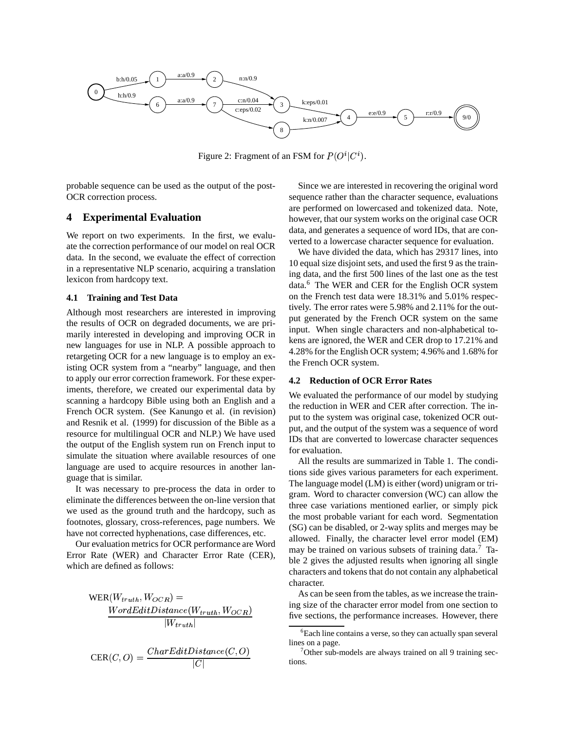Figure 2: Fragment of an FSM for $P(O^i|C^i)$.

probable sequence can be used as the output of the post-OCR correction process.

## 4 Experimental Evaluation

We report on two experiments. In the first, we evaluate the correction performance of our model on real OCR data. In the second, we evaluate the effect of correction in a representative NLP scenario, acquiring a translation lexicon from hardcopy text.

### 4.1 Training and Test Data

Although most researchers are interested in improving the results of OCR on degraded documents, we are primarily interested in developing and improving OCR in new languages for use in NLP. A possible approach to retargeting OCR for a new language is to employ an existing OCR system from a "nearby" language, and then to apply our error correction framework. For these experiments, therefore, we created our experimental data by scanning a hardcopy Bible using both an English and a French OCR system. (See Kanungo et al. (in revision) and Resnik et al. (1999) for discussion of the Bible as a resource for multilingual OCR and NLP.) We have used the output of the English system run on French input to simulate the situation where available resources of one language are used to acquire resources in another language that is similar.

It was necessary to pre-process the data in order to eliminate the differences between the on-line version that we used as the ground truth and the hardcopy, such as footnotes, glossary, cross-references, page numbers. We have not corrected hyphenations, case differences, etc.

Our evaluation metrics for OCR performance are Word Error Rate (WER) and Character Error Rate (CER), which are defined as follows:

$$\text{WER}(W_{truth}, W_{OCR}) = \frac{WordEditDistance(W_{truth}, W_{OCR})}{|W_{truth}|}$$

$$\text{CER}(C, O) = \frac{CharEditDistance(C, O)}{|C|}$$

Since we are interested in recovering the original word sequence rather than the character sequence, evaluations are performed on lowercased and tokenized data. Note, however, that our system works on the original case OCR data, and generates a sequence of word IDs, that are converted to a lowercase character sequence for evaluation.

We have divided the data, which has 29317 lines, into 10 equal size disjoint sets, and used the first 9 as the training data, and the first 500 lines of the last one as the test data.[6] The WER and CER for the English OCR system on the French test data were 18.31% and 5.01% respectively. The error rates were 5.98% and 2.11% for the output generated by the French OCR system on the same input. When single characters and non-alphabetical tokens are ignored, the WER and CER drop to 17.21% and 4.28% for the English OCR system; 4.96% and 1.68% for the French OCR system.

### 4.2 Reduction of OCR Error Rates

We evaluated the performance of our model by studying the reduction in WER and CER after correction. The input to the system was original case, tokenized OCR output, and the output of the system was a sequence of word IDs that are converted to lowercase character sequences for evaluation.

All the results are summarized in Table 1. The conditions side gives various parameters for each experiment. The language model (LM) is either (word) unigram or trigram. Word to character conversion (WC) can allow the three case variations mentioned earlier, or simply pick the most probable variant for each word. Segmentation (SG) can be disabled, or 2-way splits and merges may be allowed. Finally, the character level error model (EM) may be trained on various subsets of training data.[7] Table 2 gives the adjusted results when ignoring all single characters and tokens that do not contain any alphabetical character.

As can be seen from the tables, as we increase the training size of the character error model from one section to five sections, the performance increases. However, there

[6] Each line contains a verse, so they can actually span several lines on a page.

[7] Other sub-models are always trained on all 9 training sections.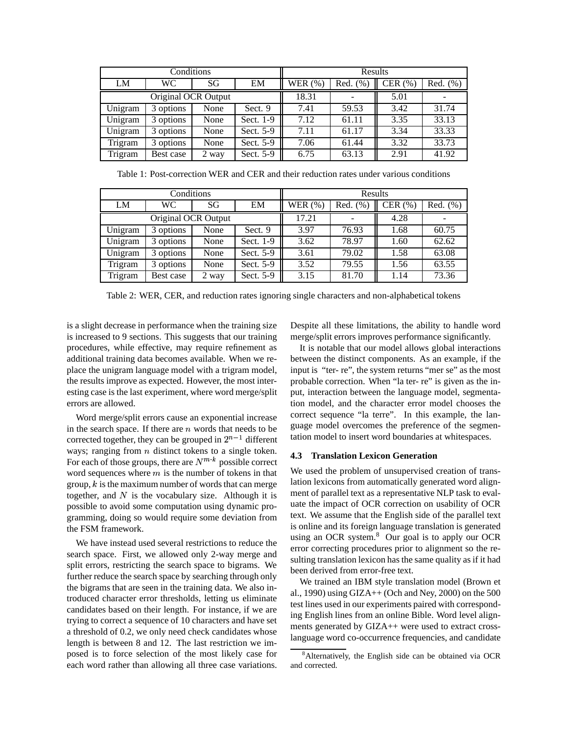| Conditions | | | | Results | | | |
|---|---|---|---|---|---|---|---|
| LM | WC | SG | EM | WER (%) | Red. (%) | CER (%) | Red. (%) |
| Original OCR Output | | | | 18.31 | - | 5.01 | - |
| Unigram | 3 options | None | Sect. 9 | 7.41 | 59.53 | 3.42 | 31.74 |
| Unigram | 3 options | None | Sect. 1-9 | 7.12 | 61.11 | 3.35 | 33.13 |
| Unigram | 3 options | None | Sect. 5-9 | 7.11 | 61.17 | 3.34 | 33.33 |
| Trigram | 3 options | None | Sect. 5-9 | 7.06 | 61.44 | 3.32 | 33.73 |
| Trigram | Best case | 2 way | Sect. 5-9 | 6.75 | 63.13 | 2.91 | 41.92 |

Table 1: Post-correction WER and CER and their reduction rates under various conditions

| Conditions | | | | Results | | | |
|---|---|---|---|---|---|---|---|
| LM | WC | SG | EM | WER (%) | Red. (%) | CER (%) | Red. (%) |
| Original OCR Output | | | | 17.21 | - | 4.28 | - |
| Unigram | 3 options | None | Sect. 9 | 3.97 | 76.93 | 1.68 | 60.75 |
| Unigram | 3 options | None | Sect. 1-9 | 3.62 | 78.97 | 1.60 | 62.62 |
| Unigram | 3 options | None | Sect. 5-9 | 3.61 | 79.02 | 1.58 | 63.08 |
| Trigram | 3 options | None | Sect. 5-9 | 3.52 | 79.55 | 1.56 | 63.55 |
| Trigram | Best case | 2 way | Sect. 5-9 | 3.15 | 81.70 | 1.14 | 73.36 |

Table 2: WER, CER, and reduction rates ignoring single characters and non-alphabetical tokens

is a slight decrease in performance when the training size is increased to 9 sections. This suggests that our training procedures, while effective, may require refinement as additional training data becomes available. When we replace the unigram language model with a trigram model, the results improve as expected. However, the most interesting case is the last experiment, where word merge/split errors are allowed.

Word merge/split errors cause an exponential increase in the search space. If there are $n$ words that needs to be corrected together, they can be grouped in $2^{n-1}$ different ways; ranging from $n$ distinct tokens to a single token. For each of those groups, there are $N^{m \cdot k}$ possible correct word sequences where $m$ is the number of tokens in that group, $k$ is the maximum number of words that can merge together, and $N$ is the vocabulary size. Although it is possible to avoid some computation using dynamic programming, doing so would require some deviation from the FSM framework.

We have instead used several restrictions to reduce the search space. First, we allowed only 2-way merge and split errors, restricting the search space to bigrams. We further reduce the search space by searching through only the bigrams that are seen in the training data. We also introduced character error thresholds, letting us eliminate candidates based on their length. For instance, if we are trying to correct a sequence of 10 characters and have set a threshold of 0.2, we only need check candidates whose length is between 8 and 12. The last restriction we imposed is to force selection of the most likely case for each word rather than allowing all three case variations. Despite all these limitations, the ability to handle word merge/split errors improves performance significantly.

It is notable that our model allows global interactions between the distinct components. As an example, if the input is "ter- re", the system returns "mer se" as the most probable correction. When "la ter- re" is given as the input, interaction between the language model, segmentation model, and the character error model chooses the correct sequence "la terre". In this example, the language model overcomes the preference of the segmentation model to insert word boundaries at whitespaces.

### 4.3 Translation Lexicon Generation

We used the problem of unsupervised creation of translation lexicons from automatically generated word alignment of parallel text as a representative NLP task to evaluate the impact of OCR correction on usability of OCR text. We assume that the English side of the parallel text is online and its foreign language translation is generated using an OCR system.[8] Our goal is to apply our OCR error correcting procedures prior to alignment so the resulting translation lexicon has the same quality as if it had been derived from error-free text.

We trained an IBM style translation model (Brown et al., 1990) using GIZA++ (Och and Ney, 2000) on the 500 test lines used in our experiments paired with corresponding English lines from an online Bible. Word level alignments generated by GIZA++ were used to extract cross-language word co-occurrence frequencies, and candidate

[8] Alternatively, the English side can be obtained via OCR and corrected.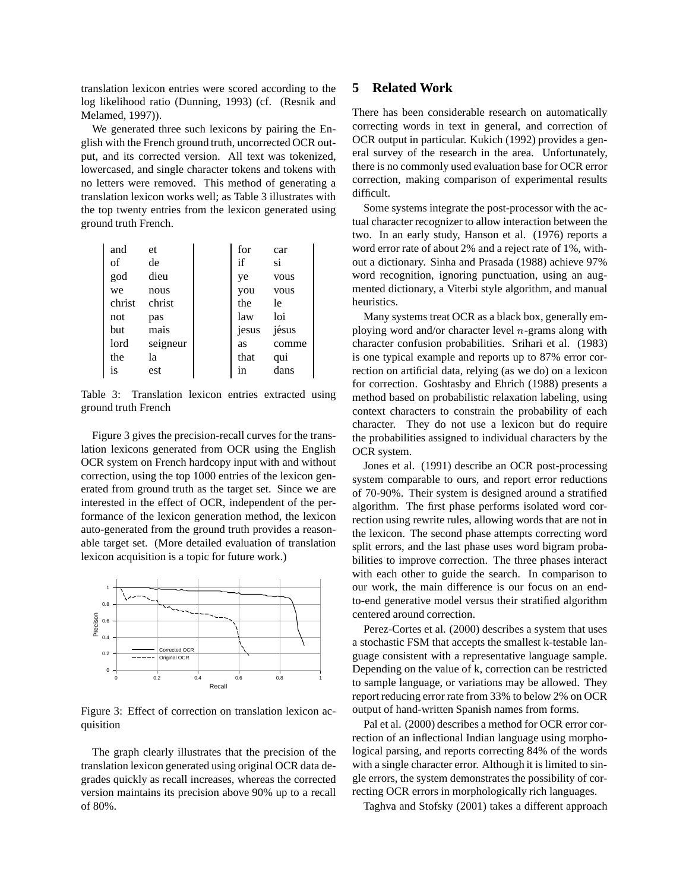translation lexicon entries were scored according to the log likelihood ratio (Dunning, 1993) (cf. (Resnik and Melamed, 1997)).

We generated three such lexicons by pairing the English with the French ground truth, uncorrected OCR output, and its corrected version. All text was tokenized, lowercased, and single character tokens and tokens with no letters were removed. This method of generating a translation lexicon works well; as Table 3 illustrates with the top twenty entries from the lexicon generated using ground truth French.

| | | | |
|---|---|---|---|
| and | et | for | car |
| of | de | if | si |
| god | dieu | ye | vous |
| we | nous | you | vous |
| christ | christ | the | le |
| not | pas | law | loi |
| but | mais | jesus | jésus |
| lord | seigneur | as | comme |
| the | la | that | qui |
| is | est | in | dans |

Table 3: Translation lexicon entries extracted using ground truth French

Figure 3 gives the precision-recall curves for the translation lexicons generated from OCR using the English OCR system on French hardcopy input with and without correction, using the top 1000 entries of the lexicon generated from ground truth as the target set. Since we are interested in the effect of OCR, independent of the performance of the lexicon generation method, the lexicon auto-generated from the ground truth provides a reasonable target set. (More detailed evaluation of translation lexicon acquisition is a topic for future work.)

Figure 3: Effect of correction on translation lexicon acquisition

The graph clearly illustrates that the precision of the translation lexicon generated using original OCR data degrades quickly as recall increases, whereas the corrected version maintains its precision above 90% up to a recall of 80%.

## 5 Related Work

There has been considerable research on automatically correcting words in text in general, and correction of OCR output in particular. Kukich (1992) provides a general survey of the research in the area. Unfortunately, there is no commonly used evaluation base for OCR error correction, making comparison of experimental results difficult.

Some systems integrate the post-processor with the actual character recognizer to allow interaction between the two. In an early study, Hanson et al. (1976) reports a word error rate of about 2% and a reject rate of 1%, without a dictionary. Sinha and Prasada (1988) achieve 97% word recognition, ignoring punctuation, using an augmented dictionary, a Viterbi style algorithm, and manual heuristics.

Many systems treat OCR as a black box, generally employing word and/or character level $n$-grams along with character confusion probabilities. Srihari et al. (1983) is one typical example and reports up to 87% error correction on artificial data, relying (as we do) on a lexicon for correction. Goshtasby and Ehrich (1988) presents a method based on probabilistic relaxation labeling, using context characters to constrain the probability of each character. They do not use a lexicon but do require the probabilities assigned to individual characters by the OCR system.

Jones et al. (1991) describe an OCR post-processing system comparable to ours, and report error reductions of 70-90%. Their system is designed around a stratified algorithm. The first phase performs isolated word correction using rewrite rules, allowing words that are not in the lexicon. The second phase attempts correcting word split errors, and the last phase uses word bigram probabilities to improve correction. The three phases interact with each other to guide the search. In comparison to our work, the main difference is our focus on an end-to-end generative model versus their stratified algorithm centered around correction.

Perez-Cortes et al. (2000) describes a system that uses a stochastic FSM that accepts the smallest k-testable language consistent with a representative language sample. Depending on the value of k, correction can be restricted to sample language, or variations may be allowed. They report reducing error rate from 33% to below 2% on OCR output of hand-written Spanish names from forms.

Pal et al. (2000) describes a method for OCR error correction of an inflectional Indian language using morphological parsing, and reports correcting 84% of the words with a single character error. Although it is limited to single errors, the system demonstrates the possibility of correcting OCR errors in morphologically rich languages.

Taghva and Stofsky (2001) takes a different approach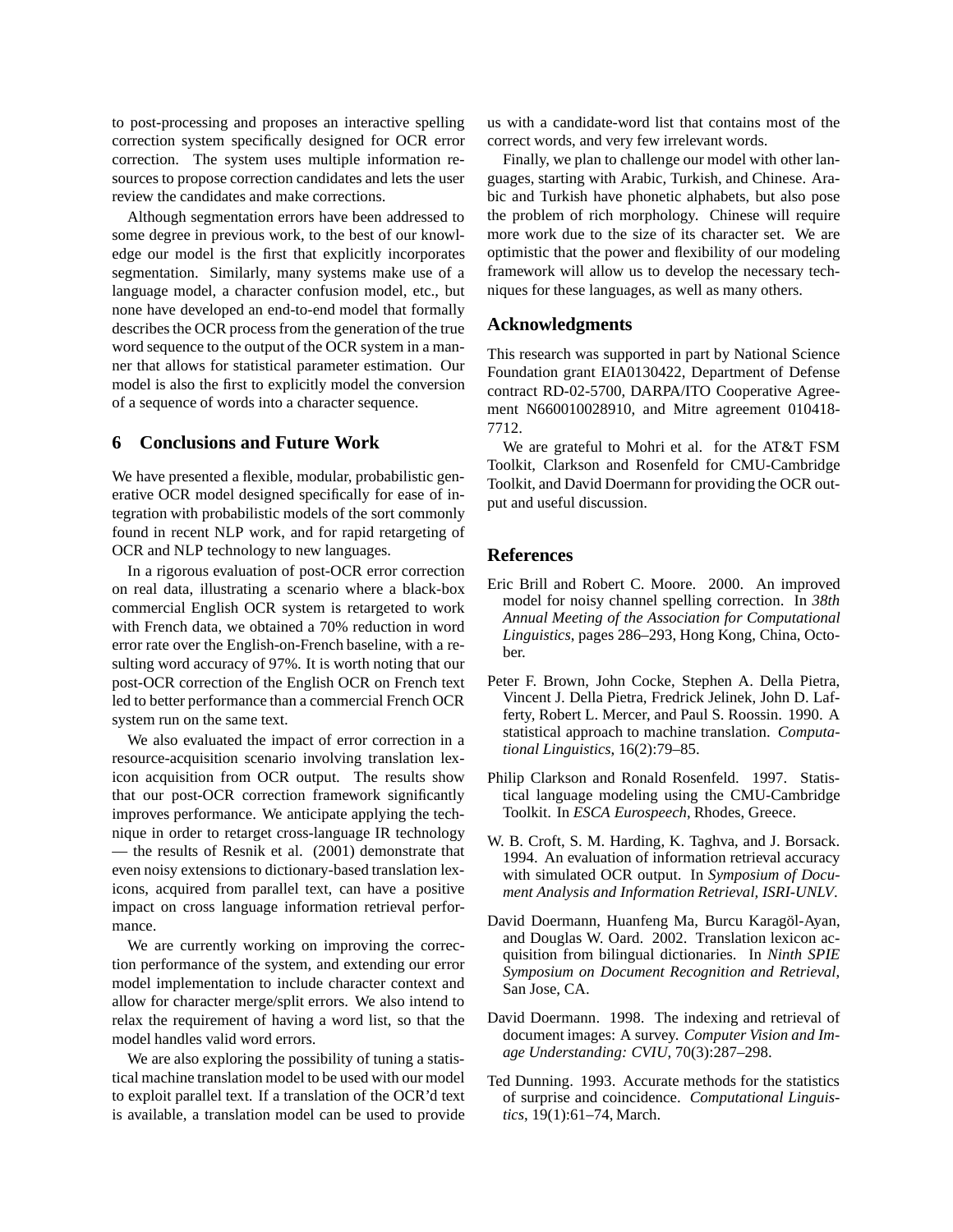to post-processing and proposes an interactive spelling correction system specifically designed for OCR error correction. The system uses multiple information resources to propose correction candidates and lets the user review the candidates and make corrections.

Although segmentation errors have been addressed to some degree in previous work, to the best of our knowledge our model is the first that explicitly incorporates segmentation. Similarly, many systems make use of a language model, a character confusion model, etc., but none have developed an end-to-end model that formally describes the OCR process from the generation of the true word sequence to the output of the OCR system in a manner that allows for statistical parameter estimation. Our model is also the first to explicitly model the conversion of a sequence of words into a character sequence.

## 6 Conclusions and Future Work

We have presented a flexible, modular, probabilistic generative OCR model designed specifically for ease of integration with probabilistic models of the sort commonly found in recent NLP work, and for rapid retargeting of OCR and NLP technology to new languages.

In a rigorous evaluation of post-OCR error correction on real data, illustrating a scenario where a black-box commercial English OCR system is retargeted to work with French data, we obtained a 70% reduction in word error rate over the English-on-French baseline, with a resulting word accuracy of 97%. It is worth noting that our post-OCR correction of the English OCR on French text led to better performance than a commercial French OCR system run on the same text.

We also evaluated the impact of error correction in a resource-acquisition scenario involving translation lexicon acquisition from OCR output. The results show that our post-OCR correction framework significantly improves performance. We anticipate applying the technique in order to retarget cross-language IR technology — the results of Resnik et al. (2001) demonstrate that even noisy extensions to dictionary-based translation lexicons, acquired from parallel text, can have a positive impact on cross language information retrieval performance.

We are currently working on improving the correction performance of the system, and extending our error model implementation to include character context and allow for character merge/split errors. We also intend to relax the requirement of having a word list, so that the model handles valid word errors.

We are also exploring the possibility of tuning a statistical machine translation model to be used with our model to exploit parallel text. If a translation of the OCR'd text is available, a translation model can be used to provide us with a candidate-word list that contains most of the correct words, and very few irrelevant words.

Finally, we plan to challenge our model with other languages, starting with Arabic, Turkish, and Chinese. Arabic and Turkish have phonetic alphabets, but also pose the problem of rich morphology. Chinese will require more work due to the size of its character set. We are optimistic that the power and flexibility of our modeling framework will allow us to develop the necessary techniques for these languages, as well as many others.

## Acknowledgments

This research was supported in part by National Science Foundation grant EIA0130422, Department of Defense contract RD-02-5700, DARPA/ITO Cooperative Agreement N660010028910, and Mitre agreement 010418-7712.

We are grateful to Mohri et al. for the AT&T FSM Toolkit, Clarkson and Rosenfeld for CMU-Cambridge Toolkit, and David Doermann for providing the OCR output and useful discussion.

## References

Eric Brill and Robert C. Moore. 2000. An improved model for noisy channel spelling correction. In *38th Annual Meeting of the Association for Computational Linguistics*, pages 286–293, Hong Kong, China, October.

Peter F. Brown, John Cocke, Stephen A. Della Pietra, Vincent J. Della Pietra, Fredrick Jelinek, John D. Lafferty, Robert L. Mercer, and Paul S. Roossin. 1990. A statistical approach to machine translation. *Computational Linguistics*, 16(2):79–85.

Philip Clarkson and Ronald Rosenfeld. 1997. Statistical language modeling using the CMU-Cambridge Toolkit. In *ESCA Eurospeech*, Rhodes, Greece.

W. B. Croft, S. M. Harding, K. Taghva, and J. Borsack. 1994. An evaluation of information retrieval accuracy with simulated OCR output. In *Symposium of Document Analysis and Information Retrieval, ISRI-UNLV*.

David Doermann, Huanfeng Ma, Burcu Karagöl-Ayan, and Douglas W. Oard. 2002. Translation lexicon acquisition from bilingual dictionaries. In *Ninth SPIE Symposium on Document Recognition and Retrieval*, San Jose, CA.

David Doermann. 1998. The indexing and retrieval of document images: A survey. *Computer Vision and Image Understanding: CVIU*, 70(3):287–298.

Ted Dunning. 1993. Accurate methods for the statistics of surprise and coincidence. *Computational Linguistics*, 19(1):61–74, March.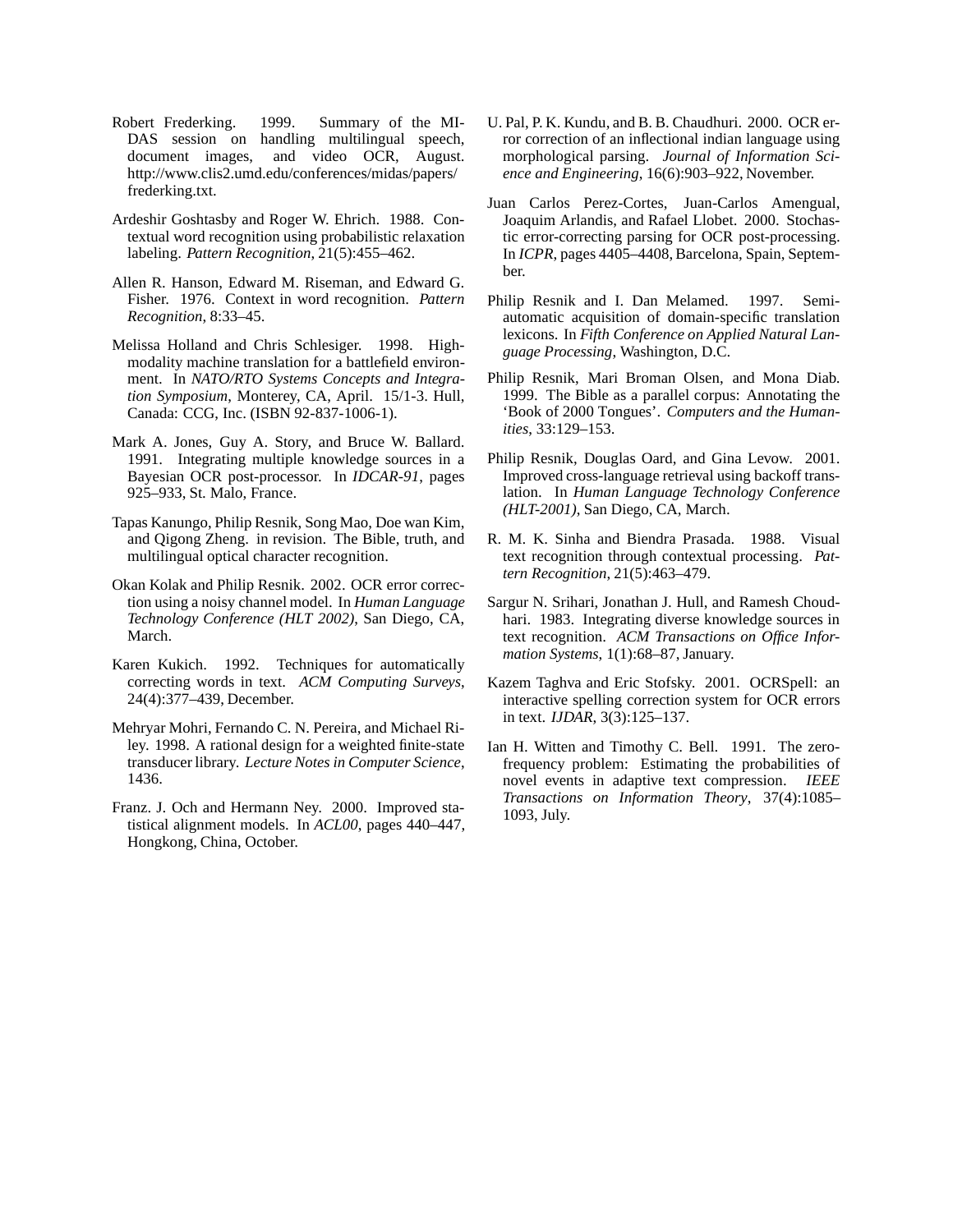Robert Frederking. 1999. Summary of the MIDAS session on handling multilingual speech, document images, and video OCR, August. http://www.clis2.umd.edu/conferences/midas/papers/frederking.txt.

Ardeshir Goshtasby and Roger W. Ehrich. 1988. Contextual word recognition using probabilistic relaxation labeling. *Pattern Recognition*, 21(5):455–462.

Allen R. Hanson, Edward M. Riseman, and Edward G. Fisher. 1976. Context in word recognition. *Pattern Recognition*, 8:33–45.

Melissa Holland and Chris Schlesiger. 1998. High-modality machine translation for a battlefield environment. In *NATO/RTO Systems Concepts and Integration Symposium*, Monterey, CA, April. 15/1-3. Hull, Canada: CCG, Inc. (ISBN 92-837-1006-1).

Mark A. Jones, Guy A. Story, and Bruce W. Ballard. 1991. Integrating multiple knowledge sources in a Bayesian OCR post-processor. In *IDCAR-91*, pages 925–933, St. Malo, France.

Tapas Kanungo, Philip Resnik, Song Mao, Doe wan Kim, and Qigong Zheng. in revision. The Bible, truth, and multilingual optical character recognition.

Okan Kolak and Philip Resnik. 2002. OCR error correction using a noisy channel model. In *Human Language Technology Conference (HLT 2002)*, San Diego, CA, March.

Karen Kukich. 1992. Techniques for automatically correcting words in text. *ACM Computing Surveys*, 24(4):377–439, December.

Mehryar Mohri, Fernando C. N. Pereira, and Michael Riley. 1998. A rational design for a weighted finite-state transducer library. *Lecture Notes in Computer Science*, 1436.

Franz. J. Och and Hermann Ney. 2000. Improved statistical alignment models. In *ACL00*, pages 440–447, Hongkong, China, October.

U. Pal, P. K. Kundu, and B. B. Chaudhuri. 2000. OCR error correction of an inflectional indian language using morphological parsing. *Journal of Information Science and Engineering*, 16(6):903–922, November.

Juan Carlos Perez-Cortes, Juan-Carlos Amengual, Joaquim Arlandis, and Rafael Llobet. 2000. Stochastic error-correcting parsing for OCR post-processing. In *ICPR*, pages 4405–4408, Barcelona, Spain, September.

Philip Resnik and I. Dan Melamed. 1997. Semi-automatic acquisition of domain-specific translation lexicons. In *Fifth Conference on Applied Natural Language Processing*, Washington, D.C.

Philip Resnik, Mari Broman Olsen, and Mona Diab. 1999. The Bible as a parallel corpus: Annotating the 'Book of 2000 Tongues'. *Computers and the Humanities*, 33:129–153.

Philip Resnik, Douglas Oard, and Gina Levow. 2001. Improved cross-language retrieval using backoff translation. In *Human Language Technology Conference (HLT-2001)*, San Diego, CA, March.

R. M. K. Sinha and Biendra Prasada. 1988. Visual text recognition through contextual processing. *Pattern Recognition*, 21(5):463–479.

Sargur N. Srihari, Jonathan J. Hull, and Ramesh Choudhari. 1983. Integrating diverse knowledge sources in text recognition. *ACM Transactions on Office Information Systems*, 1(1):68–87, January.

Kazem Taghva and Eric Stofsky. 2001. OCRSpell: an interactive spelling correction system for OCR errors in text. *IJDAR*, 3(3):125–137.

Ian H. Witten and Timothy C. Bell. 1991. The zero-frequency problem: Estimating the probabilities of novel events in adaptive text compression. *IEEE Transactions on Information Theory*, 37(4):1085–1093, July.